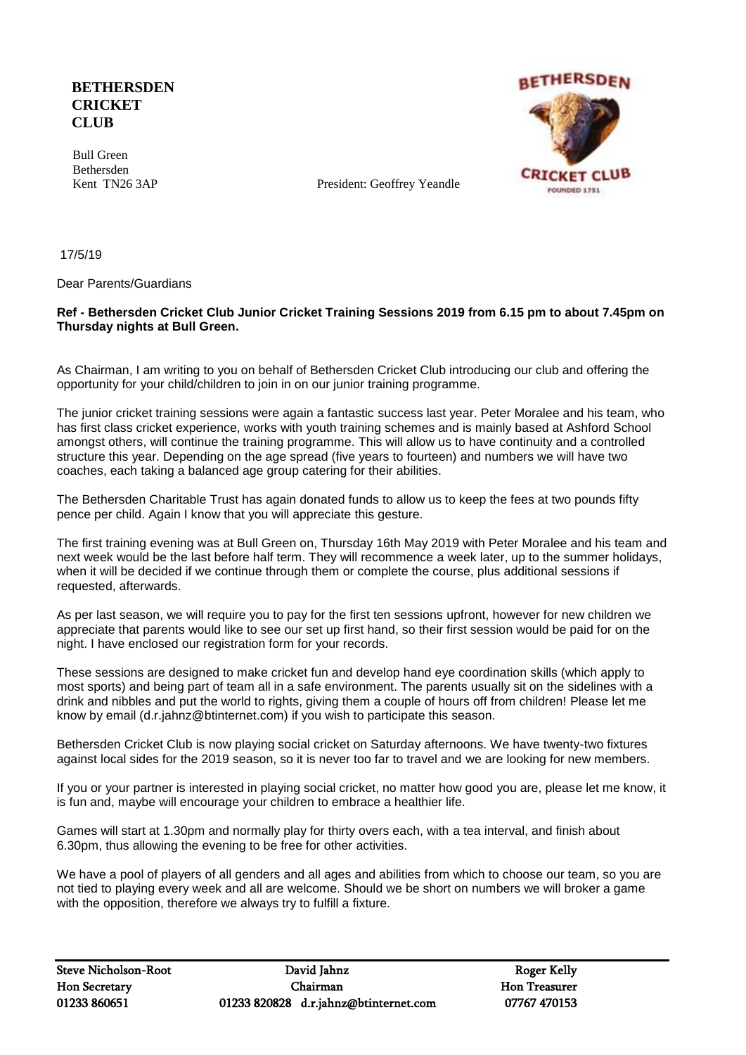**BETHERSDEN CRICKET CLUB**

Bull Green
Bethersden
Kent TN26 3AP

President: Geoffrey Yeandle

17/5/19

Dear Parents/Guardians

**Ref - Bethersden Cricket Club Junior Cricket Training Sessions 2019 from 6.15 pm to about 7.45pm on Thursday nights at Bull Green.**

As Chairman, I am writing to you on behalf of Bethersden Cricket Club introducing our club and offering the opportunity for your child/children to join in on our junior training programme.

The junior cricket training sessions were again a fantastic success last year. Peter Moralee and his team, who has first class cricket experience, works with youth training schemes and is mainly based at Ashford School amongst others, will continue the training programme. This will allow us to have continuity and a controlled structure this year. Depending on the age spread (five years to fourteen) and numbers we will have two coaches, each taking a balanced age group catering for their abilities.

The Bethersden Charitable Trust has again donated funds to allow us to keep the fees at two pounds fifty pence per child. Again I know that you will appreciate this gesture.

The first training evening was at Bull Green on, Thursday 16th May 2019 with Peter Moralee and his team and next week would be the last before half term. They will recommence a week later, up to the summer holidays, when it will be decided if we continue through them or complete the course, plus additional sessions if requested, afterwards.

As per last season, we will require you to pay for the first ten sessions upfront, however for new children we appreciate that parents would like to see our set up first hand, so their first session would be paid for on the night. I have enclosed our registration form for your records.

These sessions are designed to make cricket fun and develop hand eye coordination skills (which apply to most sports) and being part of team all in a safe environment. The parents usually sit on the sidelines with a drink and nibbles and put the world to rights, giving them a couple of hours off from children! Please let me know by email (d.r.jahnz@btinternet.com) if you wish to participate this season.

Bethersden Cricket Club is now playing social cricket on Saturday afternoons. We have twenty-two fixtures against local sides for the 2019 season, so it is never too far to travel and we are looking for new members.

If you or your partner is interested in playing social cricket, no matter how good you are, please let me know, it is fun and, maybe will encourage your children to embrace a healthier life.

Games will start at 1.30pm and normally play for thirty overs each, with a tea interval, and finish about 6.30pm, thus allowing the evening to be free for other activities.

We have a pool of players of all genders and all ages and abilities from which to choose our team, so you are not tied to playing every week and all are welcome. Should we be short on numbers we will broker a game with the opposition, therefore we always try to fulfill a fixture.

| Steve Nicholson-Root | David Jahnz | Roger Kelly |
|---|---|---|
| Hon Secretary | Chairman | Hon Treasurer |
| 01233 860651 | 01233 820828 d.r.jahnz@btinternet.com | 07767 470153 |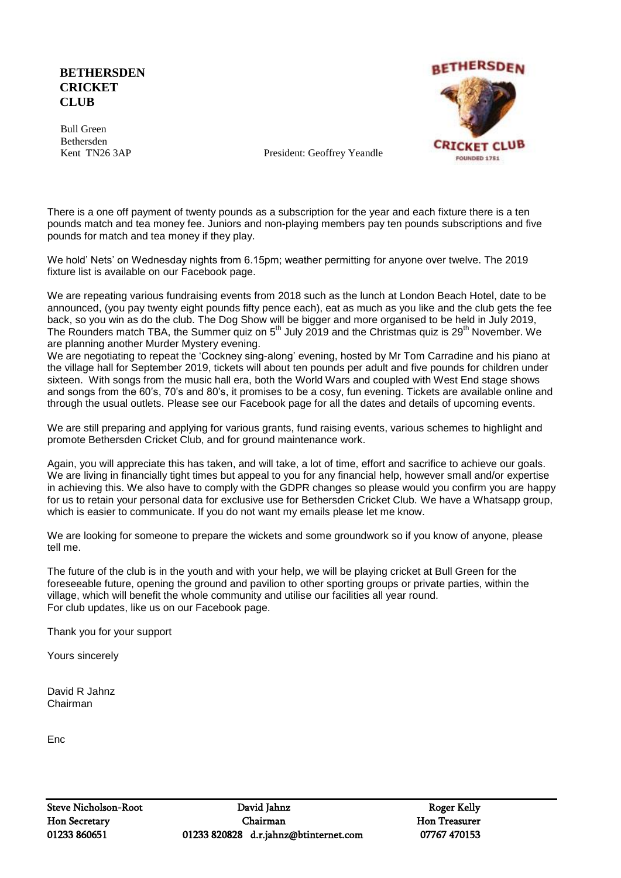**BETHERSDEN CRICKET CLUB**

Bull Green
Bethersden
Kent TN26 3AP

President: Geoffrey Yeandle

BETHERSDEN CRICKET CLUB
FOUNDED 1751

There is a one off payment of twenty pounds as a subscription for the year and each fixture there is a ten pounds match and tea money fee. Juniors and non-playing members pay ten pounds subscriptions and five pounds for match and tea money if they play.

We hold' Nets' on Wednesday nights from 6.15pm; weather permitting for anyone over twelve. The 2019 fixture list is available on our Facebook page.

We are repeating various fundraising events from 2018 such as the lunch at London Beach Hotel, date to be announced, (you pay twenty eight pounds fifty pence each), eat as much as you like and the club gets the fee back, so you win as do the club. The Dog Show will be bigger and more organised to be held in July 2019, The Rounders match TBA, the Summer quiz on 5th July 2019 and the Christmas quiz is 29th November. We are planning another Murder Mystery evening.
We are negotiating to repeat the 'Cockney sing-along' evening, hosted by Mr Tom Carradine and his piano at the village hall for September 2019, tickets will about ten pounds per adult and five pounds for children under sixteen. With songs from the music hall era, both the World Wars and coupled with West End stage shows and songs from the 60's, 70's and 80's, it promises to be a cosy, fun evening. Tickets are available online and through the usual outlets. Please see our Facebook page for all the dates and details of upcoming events.

We are still preparing and applying for various grants, fund raising events, various schemes to highlight and promote Bethersden Cricket Club, and for ground maintenance work.

Again, you will appreciate this has taken, and will take, a lot of time, effort and sacrifice to achieve our goals. We are living in financially tight times but appeal to you for any financial help, however small and/or expertise in achieving this. We also have to comply with the GDPR changes so please would you confirm you are happy for us to retain your personal data for exclusive use for Bethersden Cricket Club. We have a Whatsapp group, which is easier to communicate. If you do not want my emails please let me know.

We are looking for someone to prepare the wickets and some groundwork so if you know of anyone, please tell me.

The future of the club is in the youth and with your help, we will be playing cricket at Bull Green for the foreseeable future, opening the ground and pavilion to other sporting groups or private parties, within the village, which will benefit the whole community and utilise our facilities all year round.
For club updates, like us on our Facebook page.

Thank you for your support

Yours sincerely

David R Jahnz
Chairman

Enc

| | | |
|---|---|---|
| **Steve Nicholson-Root** | **David Jahnz** | **Roger Kelly** |
| **Hon Secretary** | **Chairman** | **Hon Treasurer** |
| **01233 860651** | **01233 820828 d.r.jahnz@btinternet.com** | **07767 470153** |